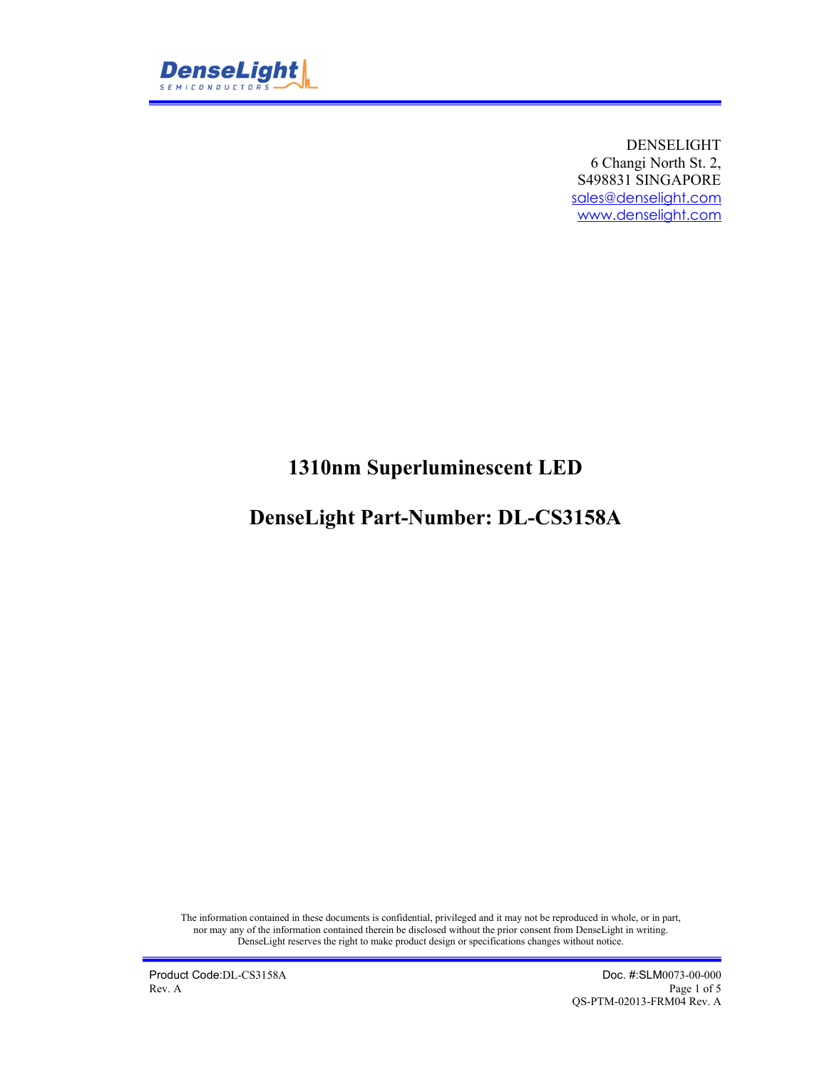DENSELIGHT
6 Changi North St. 2,
S498831 SINGAPORE
sales@denselight.com
www.denselight.com

# 1310nm Superluminescent LED

# DenseLight Part-Number: DL-CS3158A

The information contained in these documents is confidential, privileged and it may not be reproduced in whole, or in part, nor may any of the information contained therein be disclosed without the prior consent from DenseLight in writing. DenseLight reserves the right to make product design or specifications changes without notice.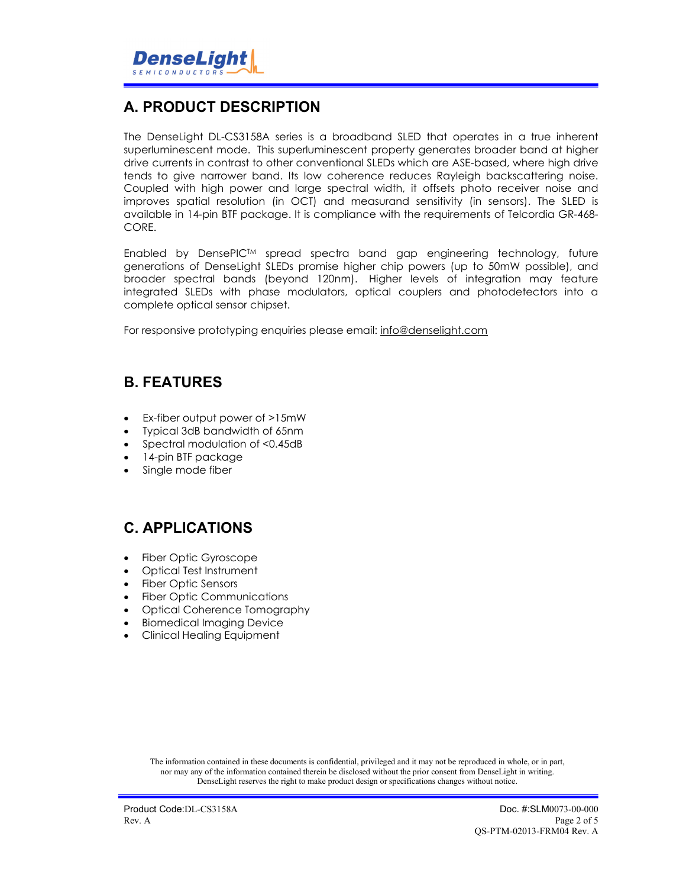## A. PRODUCT DESCRIPTION

The DenseLight DL-CS3158A series is a broadband SLED that operates in a true inherent superluminescent mode. This superluminescent property generates broader band at higher drive currents in contrast to other conventional SLEDs which are ASE-based, where high drive tends to give narrower band. Its low coherence reduces Rayleigh backscattering noise. Coupled with high power and large spectral width, it offsets photo receiver noise and improves spatial resolution (in OCT) and measurand sensitivity (in sensors). The SLED is available in 14-pin BTF package. It is compliance with the requirements of Telcordia GR-468-CORE.

Enabled by DensePIC™ spread spectra band gap engineering technology, future generations of DenseLight SLEDs promise higher chip powers (up to 50mW possible), and broader spectral bands (beyond 120nm). Higher levels of integration may feature integrated SLEDs with phase modulators, optical couplers and photodetectors into a complete optical sensor chipset.

For responsive prototyping enquiries please email: info@denselight.com

## B. FEATURES

- Ex-fiber output power of >15mW
- Typical 3dB bandwidth of 65nm
- Spectral modulation of <0.45dB
- 14-pin BTF package
- Single mode fiber

## C. APPLICATIONS

- Fiber Optic Gyroscope
- Optical Test Instrument
- Fiber Optic Sensors
- Fiber Optic Communications
- Optical Coherence Tomography
- Biomedical Imaging Device
- Clinical Healing Equipment

The information contained in these documents is confidential, privileged and it may not be reproduced in whole, or in part, nor may any of the information contained therein be disclosed without the prior consent from DenseLight in writing. DenseLight reserves the right to make product design or specifications changes without notice.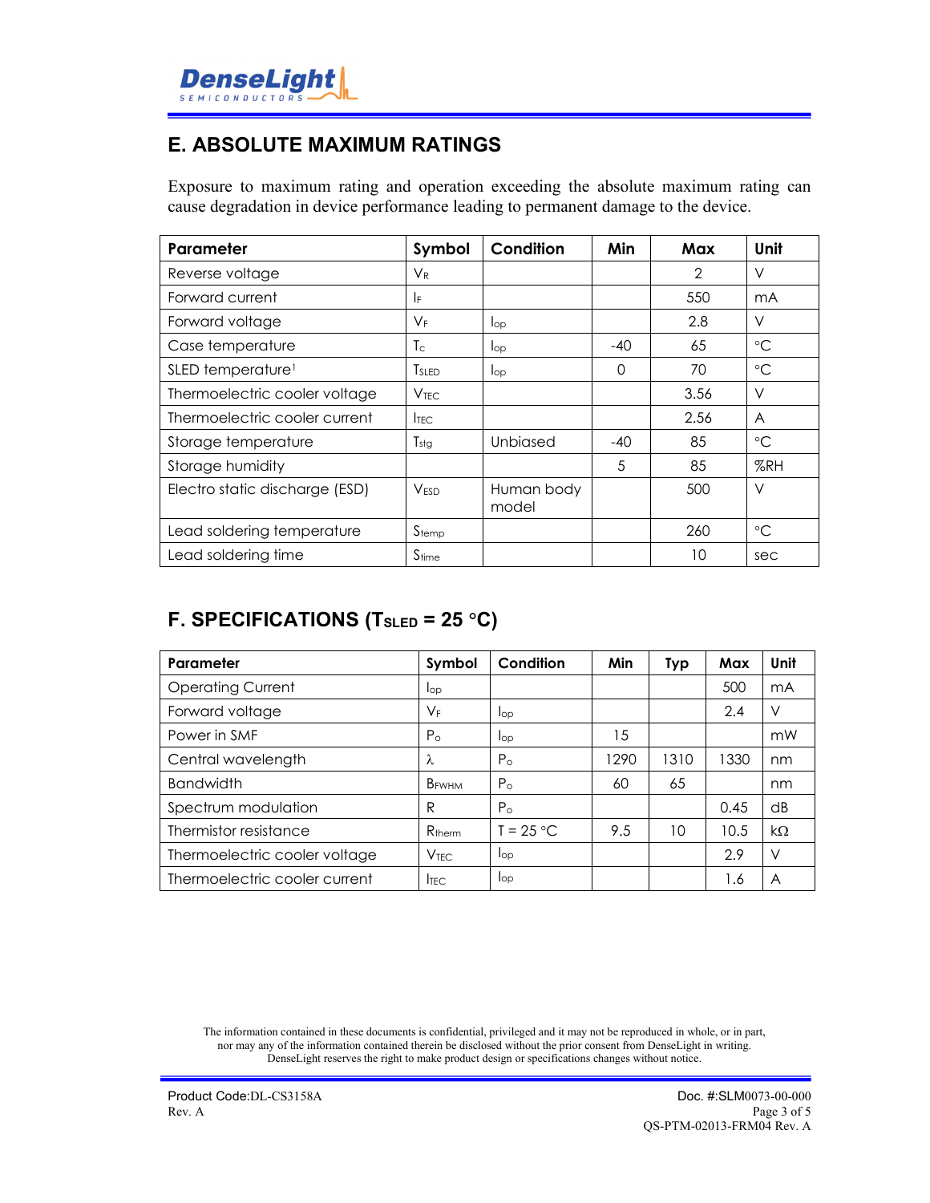## E. ABSOLUTE MAXIMUM RATINGS

Exposure to maximum rating and operation exceeding the absolute maximum rating can cause degradation in device performance leading to permanent damage to the device.

| Parameter | Symbol | Condition | Min | Max | Unit |
|---|---|---|---|---|---|
| Reverse voltage | $V_R$ | | | 2 | V |
| Forward current | $I_F$ | | | 550 | mA |
| Forward voltage | $V_F$ | $I_{op}$ | | 2.8 | V |
| Case temperature | $T_c$ | $I_{op}$ | -40 | 65 | °C |
| SLED temperature[1] | $T_{SLED}$ | $I_{op}$ | 0 | 70 | °C |
| Thermoelectric cooler voltage | $V_{TEC}$ | | | 3.56 | V |
| Thermoelectric cooler current | $I_{TEC}$ | | | 2.56 | A |
| Storage temperature | $T_{stg}$ | Unbiased | -40 | 85 | °C |
| Storage humidity | | | 5 | 85 | %RH |
| Electro static discharge (ESD) | $V_{ESD}$ | Human body model | | 500 | V |
| Lead soldering temperature | $S_{temp}$ | | | 260 | °C |
| Lead soldering time | $S_{time}$ | | | 10 | sec |

## F. SPECIFICATIONS ($T_{SLED}$ = 25 °C)

| Parameter | Symbol | Condition | Min | Typ | Max | Unit |
|---|---|---|---|---|---|---|
| Operating Current | $I_{op}$ | | | | 500 | mA |
| Forward voltage | $V_F$ | $I_{op}$ | | | 2.4 | V |
| Power in SMF | $P_o$ | $I_{op}$ | 15 | | | mW |
| Central wavelength | $\lambda$ | $P_o$ | 1290 | 1310 | 1330 | nm |
| Bandwidth | $B_{FWHM}$ | $P_o$ | 60 | 65 | | nm |
| Spectrum modulation | R | $P_o$ | | | 0.45 | dB |
| Thermistor resistance | $R_{therm}$ | T = 25 °C | 9.5 | 10 | 10.5 | kΩ |
| Thermoelectric cooler voltage | $V_{TEC}$ | $I_{op}$ | | | 2.9 | V |
| Thermoelectric cooler current | $I_{TEC}$ | $I_{op}$ | | | 1.6 | A |

The information contained in these documents is confidential, privileged and it may not be reproduced in whole, or in part, nor may any of the information contained therein be disclosed without the prior consent from DenseLight in writing. DenseLight reserves the right to make product design or specifications changes without notice.

Product Code:DL-CS3158A
Rev. A

Doc. #:SLM0073-00-000
QS-PTM-02013-FRM04 Rev. A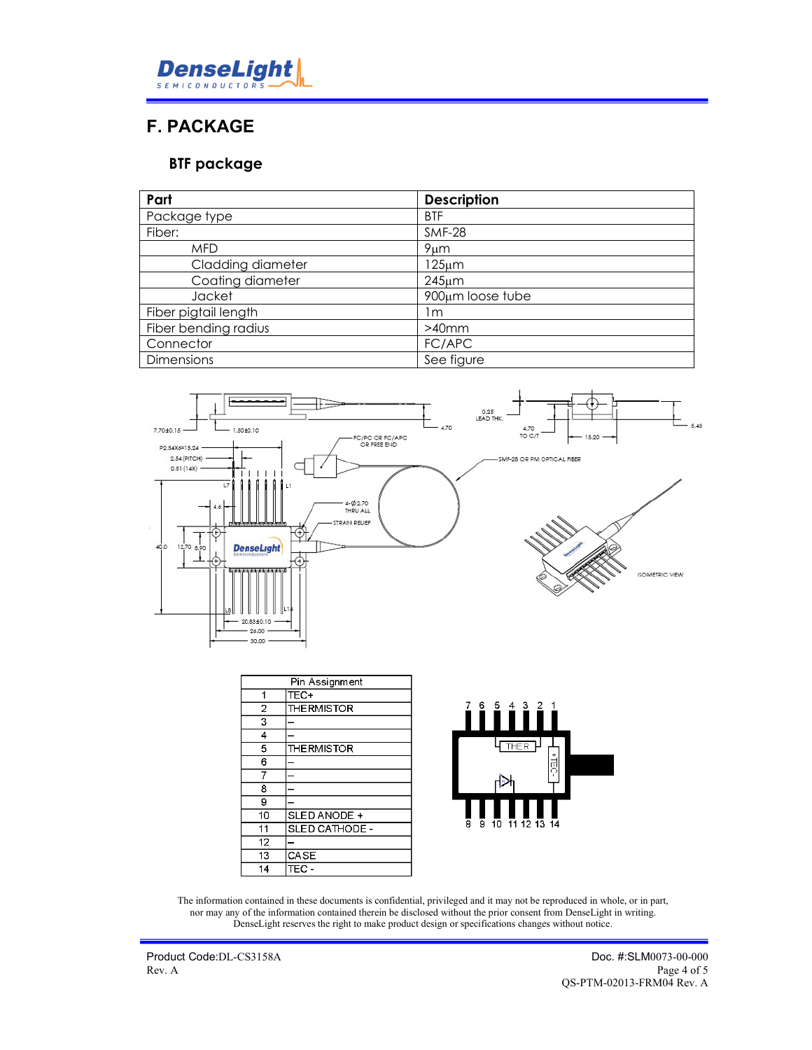## F. PACKAGE

### BTF package

| Part | Description |
|---|---|
| Package type | BTF |
| Fiber: | SMF-28 |
| MFD | 9µm |
| Cladding diameter | 125µm |
| Coating diameter | 245µm |
| Jacket | 900µm loose tube |
| Fiber pigtail length | 1m |
| Fiber bending radius | >40mm |
| Connector | FC/APC |
| Dimensions | See figure |

| Pin Assignment | |
|---|---|
| 1 | TEC+ |
| 2 | THERMISTOR |
| 3 | – |
| 4 | – |
| 5 | THERMISTOR |
| 6 | – |
| 7 | – |
| 8 | – |
| 9 | – |
| 10 | SLED ANODE + |
| 11 | SLED CATHODE - |
| 12 | – |
| 13 | CASE |
| 14 | TEC - |

The information contained in these documents is confidential, privileged and it may not be reproduced in whole, or in part, nor may any of the information contained therein be disclosed without the prior consent from DenseLight in writing. DenseLight reserves the right to make product design or specifications changes without notice.

Product Code:DL-CS3158A
Rev. A

Doc. #:SLM0073-00-000
QS-PTM-02013-FRM04 Rev. A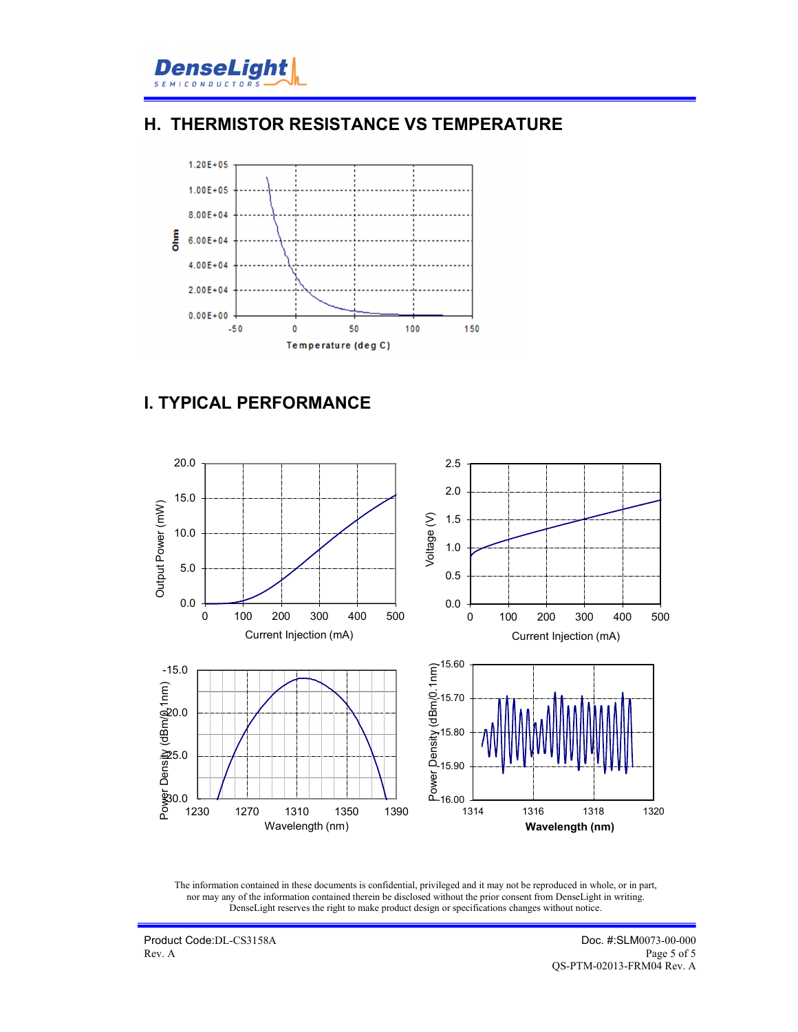## H. THERMISTOR RESISTANCE VS TEMPERATURE

1.20E+05
1.00E+05
8.00E+04
6.00E+04
4.00E+04
2.00E+04
0.00E+00

Ohm

-50 0 50 100 150

Temperature (deg C)

## I. TYPICAL PERFORMANCE

20.0
15.0
10.0
5.0
0.0

Output Power (mW)

0 100 200 300 400 500

Current Injection (mA)

2.5
2.0
1.5
1.0
0.5
0.0

Voltage (V)

0 100 200 300 400 500

Current Injection (mA)

-15.0
-20.0
-25.0
-30.0

Power Density (dBm/0.1nm)

1230 1270 1310 1350 1390

Wavelength (nm)

-15.60
-15.70
-15.80
-15.90
-16.00

Power Density (dBm/0.1nm)

1314 1316 1318 1320

**Wavelength (nm)**

The information contained in these documents is confidential, privileged and it may not be reproduced in whole, or in part, nor may any of the information contained therein be disclosed without the prior consent from DenseLight in writing. DenseLight reserves the right to make product design or specifications changes without notice.

Product Code:DL-CS3158A
Rev. A

Doc. #:SLM0073-00-000
QS-PTM-02013-FRM04 Rev. A